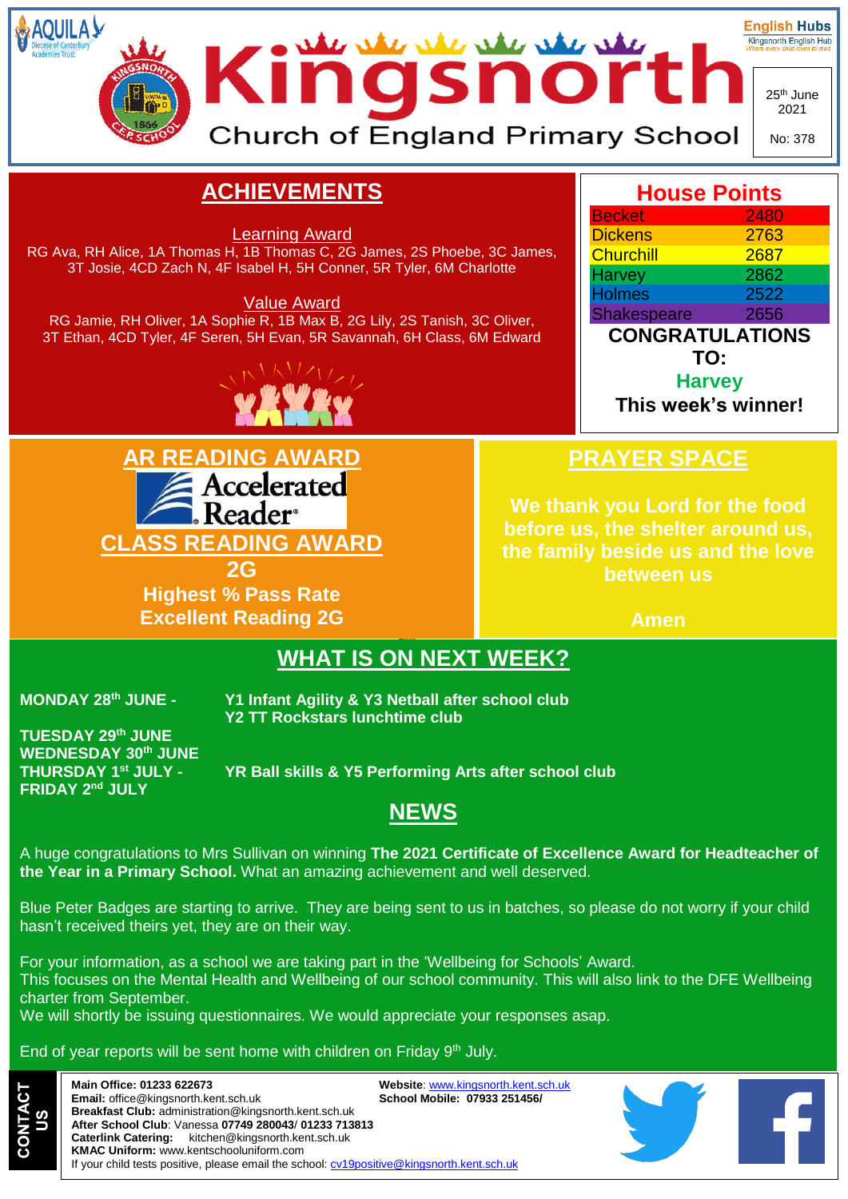# Kingsnorth Church of England Primary School

AQUILA Diocese of Canterbury Academies Trust

English Hubs — Kingsnorth English Hub — Where every child loves to read

25th June 2021

No: 378

## ACHIEVEMENTS

**Learning Award**

RG Ava, RH Alice, 1A Thomas H, 1B Thomas C, 2G James, 2S Phoebe, 3C James, 3T Josie, 4CD Zach N, 4F Isabel H, 5H Conner, 5R Tyler, 6M Charlotte

**Value Award**

RG Jamie, RH Oliver, 1A Sophie R, 1B Max B, 2G Lily, 2S Tanish, 3C Oliver, 3T Ethan, 4CD Tyler, 4F Seren, 5H Evan, 5R Savannah, 6H Class, 6M Edward

## House Points

| House | Points |
|---|---|
| Becket | 2480 |
| Dickens | 2763 |
| Churchill | 2687 |
| Harvey | 2862 |
| Holmes | 2522 |
| Shakespeare | 2656 |

**CONGRATULATIONS TO:**

**Harvey**

**This week's winner!**

## AR READING AWARD

Accelerated Reader

## CLASS READING AWARD

**2G**

**Highest % Pass Rate**

**Excellent Reading 2G**

## PRAYER SPACE

**We thank you Lord for the food before us, the shelter around us, the family beside us and the love between us**

**Amen**

## WHAT IS ON NEXT WEEK?

**MONDAY 28th JUNE -** **Y1 Infant Agility & Y3 Netball after school club**
**Y2 TT Rockstars lunchtime club**

**TUESDAY 29th JUNE**

**WEDNESDAY 30th JUNE**

**THURSDAY 1st JULY -** **YR Ball skills & Y5 Performing Arts after school club**

**FRIDAY 2nd JULY**

## NEWS

A huge congratulations to Mrs Sullivan on winning **The 2021 Certificate of Excellence Award for Headteacher of the Year in a Primary School.** What an amazing achievement and well deserved.

Blue Peter Badges are starting to arrive. They are being sent to us in batches, so please do not worry if your child hasn't received theirs yet, they are on their way.

For your information, as a school we are taking part in the 'Wellbeing for Schools' Award.
This focuses on the Mental Health and Wellbeing of our school community. This will also link to the DFE Wellbeing charter from September.
We will shortly be issuing questionnaires. We would appreciate your responses asap.

End of year reports will be sent home with children on Friday 9th July.

**CONTACT US**

**Main Office: 01233 622673**
**Email:** office@kingsnorth.kent.sch.uk
**Breakfast Club:** administration@kingsnorth.kent.sch.uk
**After School Club**: Vanessa **07749 280043**/ **01233 713813**
**Caterlink Catering:** kitchen@kingsnorth.kent.sch.uk
**KMAC Uniform:** www.kentschooluniform.com
If your child tests positive, please email the school: cv19positive@kingsnorth.kent.sch.uk

**Website**: www.kingsnorth.kent.sch.uk
**School Mobile: 07933 251456/**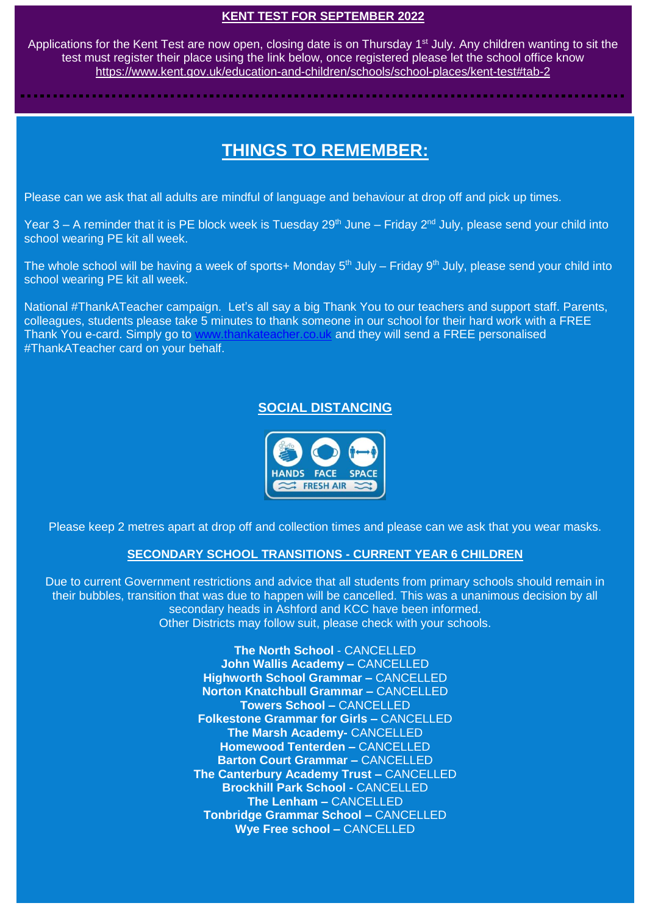## KENT TEST FOR SEPTEMBER 2022

Applications for the Kent Test are now open, closing date is on Thursday 1st July. Any children wanting to sit the test must register their place using the link below, once registered please let the school office know
https://www.kent.gov.uk/education-and-children/schools/school-places/kent-test#tab-2

# THINGS TO REMEMBER:

Please can we ask that all adults are mindful of language and behaviour at drop off and pick up times.

Year 3 – A reminder that it is PE block week is Tuesday 29th June – Friday 2nd July, please send your child into school wearing PE kit all week.

The whole school will be having a week of sports+ Monday 5th July – Friday 9th July, please send your child into school wearing PE kit all week.

National #ThankATeacher campaign. Let's all say a big Thank You to our teachers and support staff. Parents, colleagues, students please take 5 minutes to thank someone in our school for their hard work with a FREE Thank You e-card. Simply go to www.thankateacher.co.uk and they will send a FREE personalised #ThankATeacher card on your behalf.

## SOCIAL DISTANCING

HANDS FACE SPACE
FRESH AIR

Please keep 2 metres apart at drop off and collection times and please can we ask that you wear masks.

## SECONDARY SCHOOL TRANSITIONS - CURRENT YEAR 6 CHILDREN

Due to current Government restrictions and advice that all students from primary schools should remain in their bubbles, transition that was due to happen will be cancelled. This was a unanimous decision by all secondary heads in Ashford and KCC have been informed.
Other Districts may follow suit, please check with your schools.

**The North School** - CANCELLED
**John Wallis Academy –** CANCELLED
**Highworth School Grammar –** CANCELLED
**Norton Knatchbull Grammar –** CANCELLED
**Towers School –** CANCELLED
**Folkestone Grammar for Girls –** CANCELLED
**The Marsh Academy-** CANCELLED
**Homewood Tenterden –** CANCELLED
**Barton Court Grammar –** CANCELLED
**The Canterbury Academy Trust –** CANCELLED
**Brockhill Park School -** CANCELLED
**The Lenham –** CANCELLED
**Tonbridge Grammar School –** CANCELLED
**Wye Free school –** CANCELLED